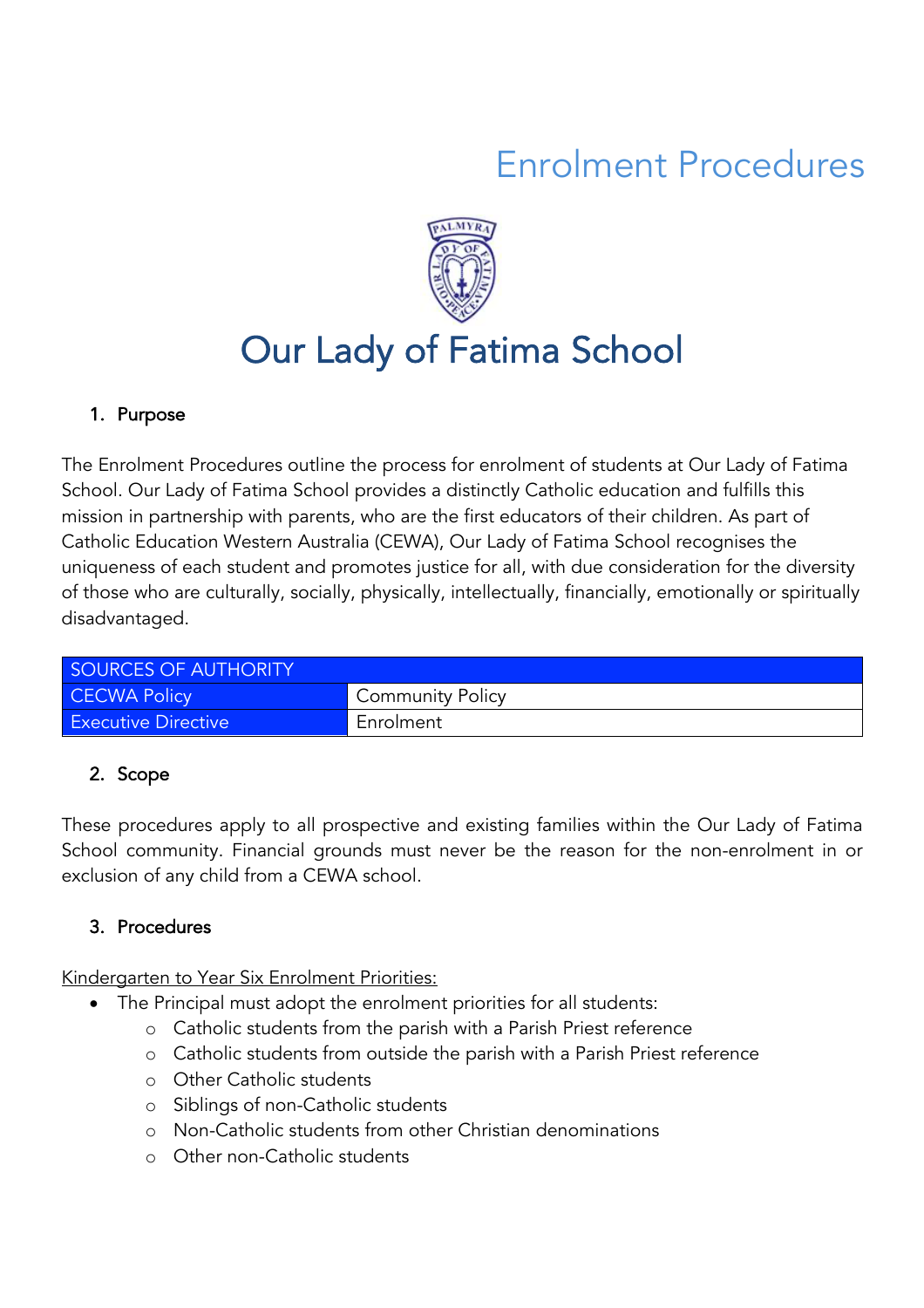# Enrolment Procedures

# Our Lady of Fatima School

## 1. Purpose

The Enrolment Procedures outline the process for enrolment of students at Our Lady of Fatima School. Our Lady of Fatima School provides a distinctly Catholic education and fulfills this mission in partnership with parents, who are the first educators of their children. As part of Catholic Education Western Australia (CEWA), Our Lady of Fatima School recognises the uniqueness of each student and promotes justice for all, with due consideration for the diversity of those who are culturally, socially, physically, intellectually, financially, emotionally or spiritually disadvantaged.

| SOURCES OF AUTHORITY | |
|---|---|
| CECWA Policy | Community Policy |
| Executive Directive | Enrolment |

## 2. Scope

These procedures apply to all prospective and existing families within the Our Lady of Fatima School community. Financial grounds must never be the reason for the non-enrolment in or exclusion of any child from a CEWA school.

## 3. Procedures

Kindergarten to Year Six Enrolment Priorities:

- The Principal must adopt the enrolment priorities for all students:
  - Catholic students from the parish with a Parish Priest reference
  - Catholic students from outside the parish with a Parish Priest reference
  - Other Catholic students
  - Siblings of non-Catholic students
  - Non-Catholic students from other Christian denominations
  - Other non-Catholic students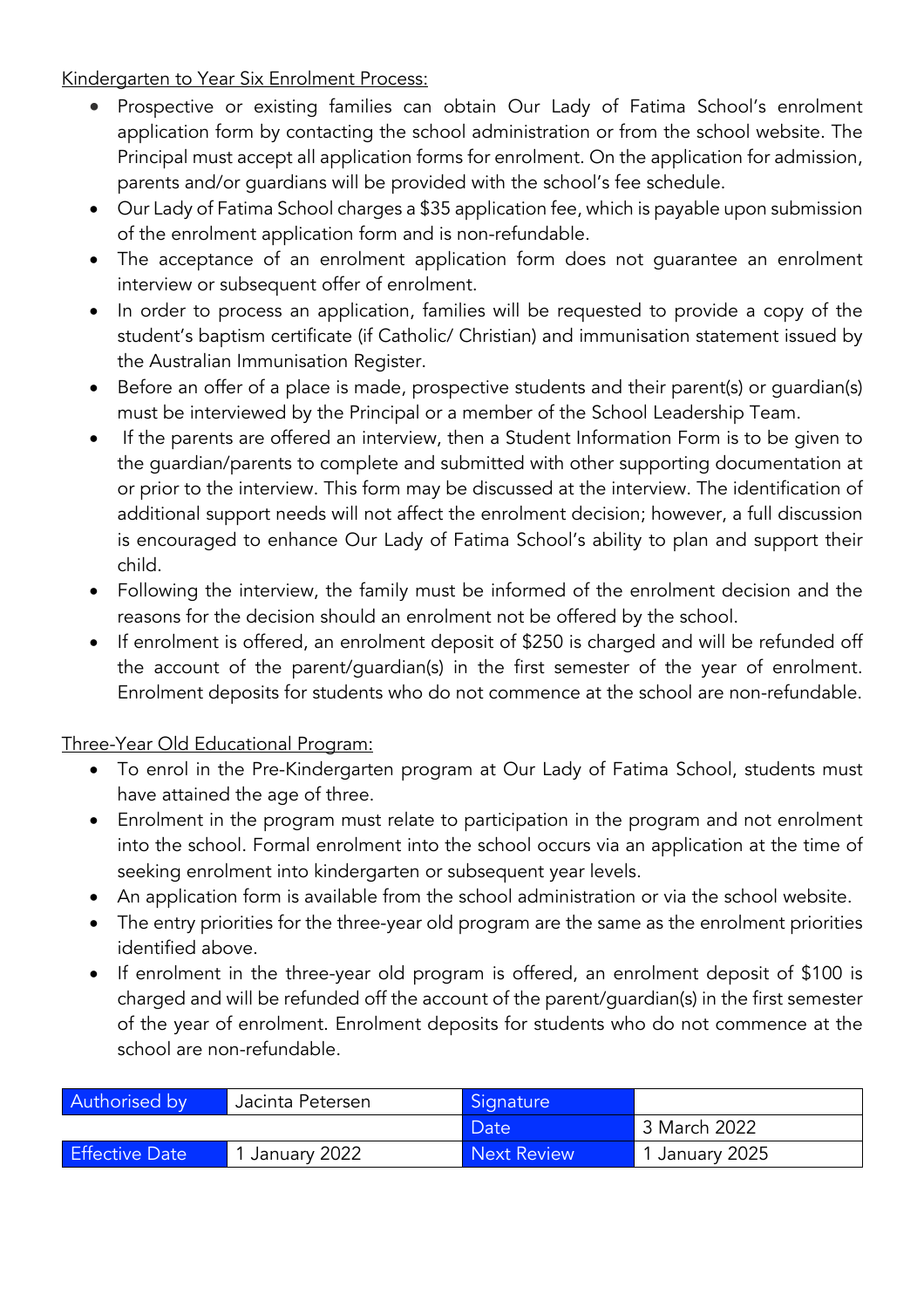Kindergarten to Year Six Enrolment Process:

- Prospective or existing families can obtain Our Lady of Fatima School's enrolment application form by contacting the school administration or from the school website. The Principal must accept all application forms for enrolment. On the application for admission, parents and/or guardians will be provided with the school's fee schedule.
- Our Lady of Fatima School charges a $35 application fee, which is payable upon submission of the enrolment application form and is non-refundable.
- The acceptance of an enrolment application form does not guarantee an enrolment interview or subsequent offer of enrolment.
- In order to process an application, families will be requested to provide a copy of the student's baptism certificate (if Catholic/ Christian) and immunisation statement issued by the Australian Immunisation Register.
- Before an offer of a place is made, prospective students and their parent(s) or guardian(s) must be interviewed by the Principal or a member of the School Leadership Team.
- If the parents are offered an interview, then a Student Information Form is to be given to the guardian/parents to complete and submitted with other supporting documentation at or prior to the interview. This form may be discussed at the interview. The identification of additional support needs will not affect the enrolment decision; however, a full discussion is encouraged to enhance Our Lady of Fatima School's ability to plan and support their child.
- Following the interview, the family must be informed of the enrolment decision and the reasons for the decision should an enrolment not be offered by the school.
- If enrolment is offered, an enrolment deposit of $250 is charged and will be refunded off the account of the parent/guardian(s) in the first semester of the year of enrolment. Enrolment deposits for students who do not commence at the school are non-refundable.

Three-Year Old Educational Program:

- To enrol in the Pre-Kindergarten program at Our Lady of Fatima School, students must have attained the age of three.
- Enrolment in the program must relate to participation in the program and not enrolment into the school. Formal enrolment into the school occurs via an application at the time of seeking enrolment into kindergarten or subsequent year levels.
- An application form is available from the school administration or via the school website.
- The entry priorities for the three-year old program are the same as the enrolment priorities identified above.
- If enrolment in the three-year old program is offered, an enrolment deposit of $100 is charged and will be refunded off the account of the parent/guardian(s) in the first semester of the year of enrolment. Enrolment deposits for students who do not commence at the school are non-refundable.

| | | | |
|---|---|---|---|
| Authorised by | Jacinta Petersen | Signature | |
| | | Date | 3 March 2022 |
| Effective Date | 1 January 2022 | Next Review | 1 January 2025 |